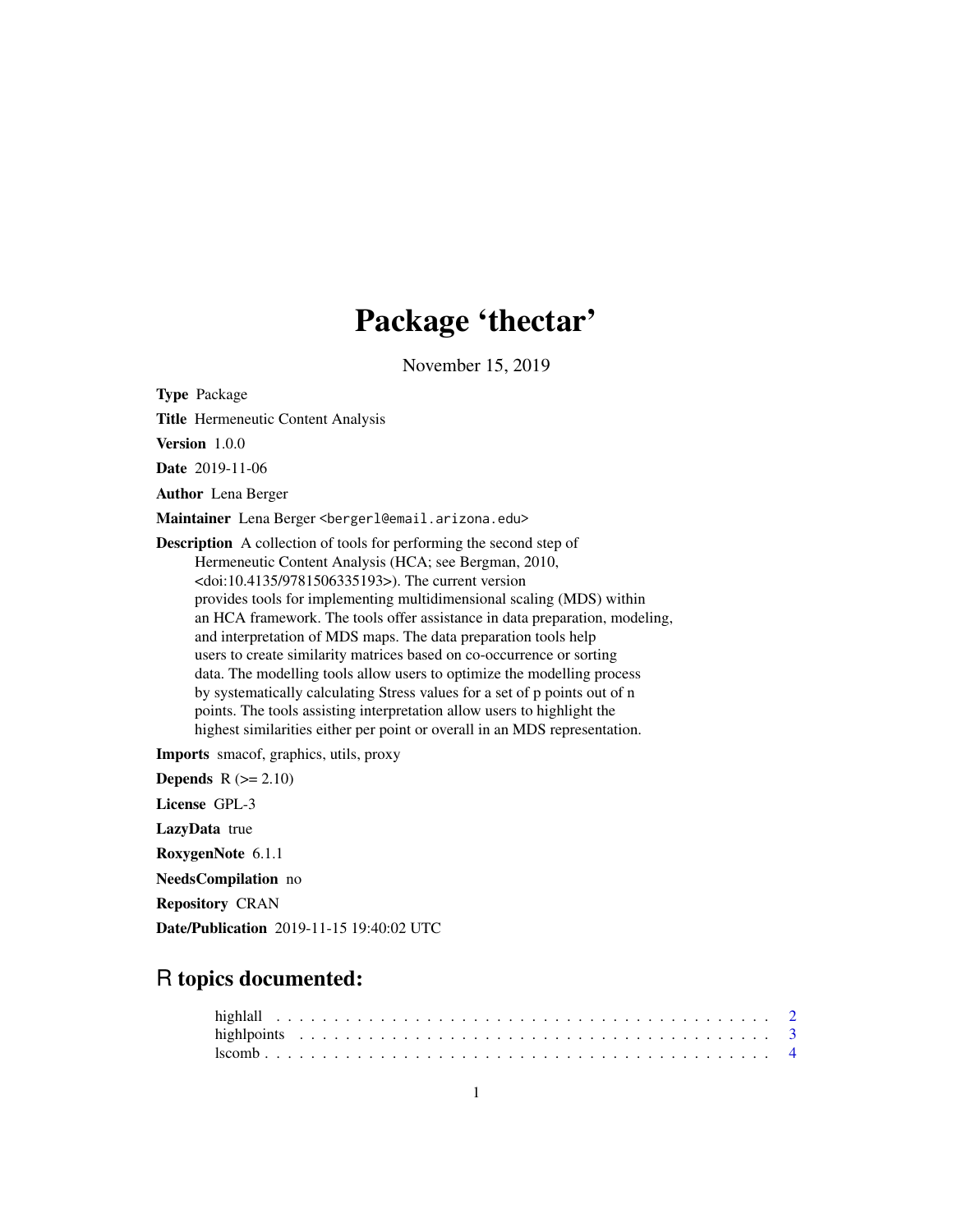# Package 'thectar'

November 15, 2019

**Type** Package

**Title** Hermeneutic Content Analysis

**Version** 1.0.0

**Date** 2019-11-06

**Author** Lena Berger

**Maintainer** Lena Berger <bergerl@email.arizona.edu>

**Description** A collection of tools for performing the second step of Hermeneutic Content Analysis (HCA; see Bergman, 2010, <doi:10.4135/9781506335193>). The current version provides tools for implementing multidimensional scaling (MDS) within an HCA framework. The tools offer assistance in data preparation, modeling, and interpretation of MDS maps. The data preparation tools help users to create similarity matrices based on co-occurrence or sorting data. The modelling tools allow users to optimize the modelling process by systematically calculating Stress values for a set of p points out of n points. The tools assisting interpretation allow users to highlight the highest similarities either per point or overall in an MDS representation.

**Imports** smacof, graphics, utils, proxy

**Depends** R (>= 2.10)

**License** GPL-3

**LazyData** true

**RoxygenNote** 6.1.1

**NeedsCompilation** no

**Repository** CRAN

**Date/Publication** 2019-11-15 19:40:02 UTC

## R topics documented:

highlall . . . . . . . . . . . . . . . . . . . . . . . . . . . . . . . . . . . . . . . . . . 2
highlpoints . . . . . . . . . . . . . . . . . . . . . . . . . . . . . . . . . . . . . . . . 3
lscomb . . . . . . . . . . . . . . . . . . . . . . . . . . . . . . . . . . . . . . . . . . . 4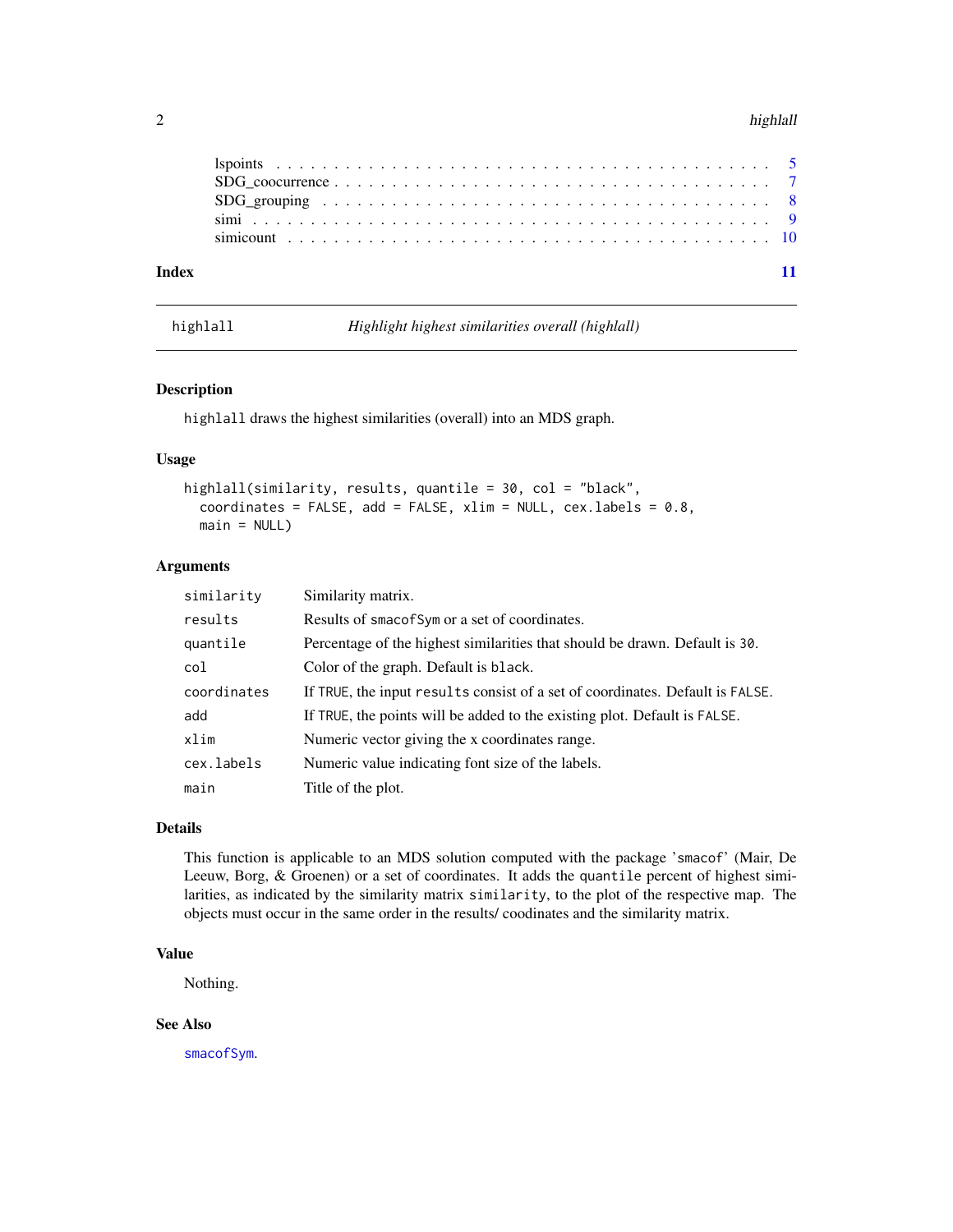lspoints . . . . . . . . . . . . . . . . . . . . . . . . . . . . . . . . . . . . . . . . 5
SDG_coocurrence . . . . . . . . . . . . . . . . . . . . . . . . . . . . . . . . . . . . 7
SDG_grouping . . . . . . . . . . . . . . . . . . . . . . . . . . . . . . . . . . . . . 8
simi . . . . . . . . . . . . . . . . . . . . . . . . . . . . . . . . . . . . . . . . . . 9
simicount . . . . . . . . . . . . . . . . . . . . . . . . . . . . . . . . . . . . . . . 10

**Index** **11**

---

`highlall` *Highlight highest similarities overall (highlall)*

---

## Description

`highlall` draws the highest similarities (overall) into an MDS graph.

## Usage

```
highlall(similarity, results, quantile = 30, col = "black",
  coordinates = FALSE, add = FALSE, xlim = NULL, cex.labels = 0.8,
  main = NULL)
```

## Arguments

| | |
|---|---|
| `similarity` | Similarity matrix. |
| `results` | Results of `smacofSym` or a set of coordinates. |
| `quantile` | Percentage of the highest similarities that should be drawn. Default is `30`. |
| `col` | Color of the graph. Default is `black`. |
| `coordinates` | If `TRUE`, the input `results` consist of a set of coordinates. Default is `FALSE`. |
| `add` | If `TRUE`, the points will be added to the existing plot. Default is `FALSE`. |
| `xlim` | Numeric vector giving the x coordinates range. |
| `cex.labels` | Numeric value indicating font size of the labels. |
| `main` | Title of the plot. |

## Details

This function is applicable to an MDS solution computed with the package 'smacof' (Mair, De Leeuw, Borg, & Groenen) or a set of coordinates. It adds the `quantile` percent of highest similarities, as indicated by the similarity matrix `similarity`, to the plot of the respective map. The objects must occur in the same order in the results/ coodinates and the similarity matrix.

## Value

Nothing.

## See Also

`smacofSym`.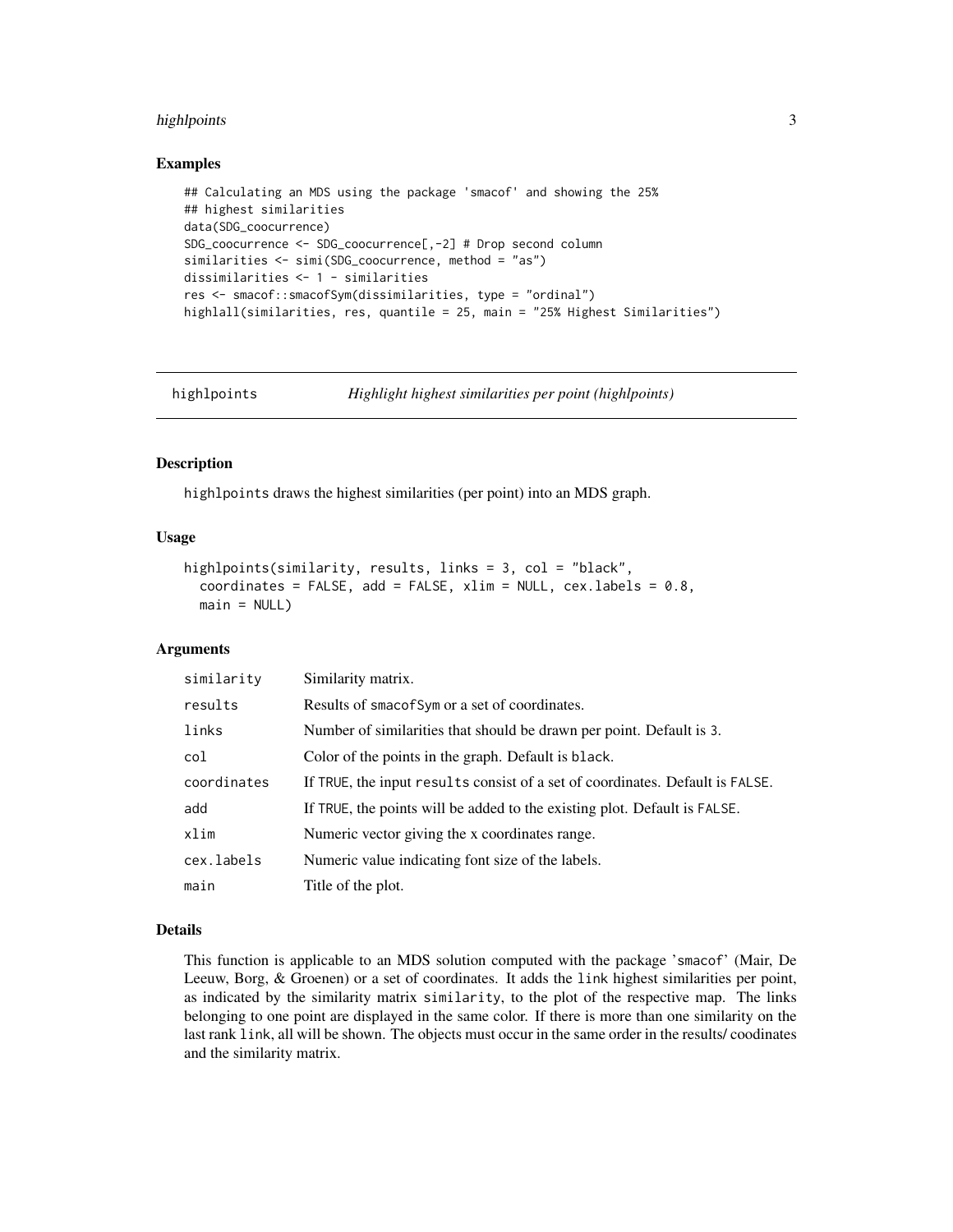## Examples

```
## Calculating an MDS using the package 'smacof' and showing the 25%
## highest similarities
data(SDG_coocurrence)
SDG_coocurrence <- SDG_coocurrence[,-2] # Drop second column
similarities <- simi(SDG_coocurrence, method = "as")
dissimilarities <- 1 - similarities
res <- smacof::smacofSym(dissimilarities, type = "ordinal")
highlall(similarities, res, quantile = 25, main = "25% Highest Similarities")
```

---

# highlpoints — *Highlight highest similarities per point (highlpoints)*

## Description

highlpoints draws the highest similarities (per point) into an MDS graph.

## Usage

```
highlpoints(similarity, results, links = 3, col = "black",
  coordinates = FALSE, add = FALSE, xlim = NULL, cex.labels = 0.8,
  main = NULL)
```

## Arguments

| | |
|---|---|
| similarity | Similarity matrix. |
| results | Results of smacofSym or a set of coordinates. |
| links | Number of similarities that should be drawn per point. Default is 3. |
| col | Color of the points in the graph. Default is black. |
| coordinates | If TRUE, the input results consist of a set of coordinates. Default is FALSE. |
| add | If TRUE, the points will be added to the existing plot. Default is FALSE. |
| xlim | Numeric vector giving the x coordinates range. |
| cex.labels | Numeric value indicating font size of the labels. |
| main | Title of the plot. |

## Details

This function is applicable to an MDS solution computed with the package 'smacof' (Mair, De Leeuw, Borg, & Groenen) or a set of coordinates. It adds the link highest similarities per point, as indicated by the similarity matrix similarity, to the plot of the respective map. The links belonging to one point are displayed in the same color. If there is more than one similarity on the last rank link, all will be shown. The objects must occur in the same order in the results/ coodinates and the similarity matrix.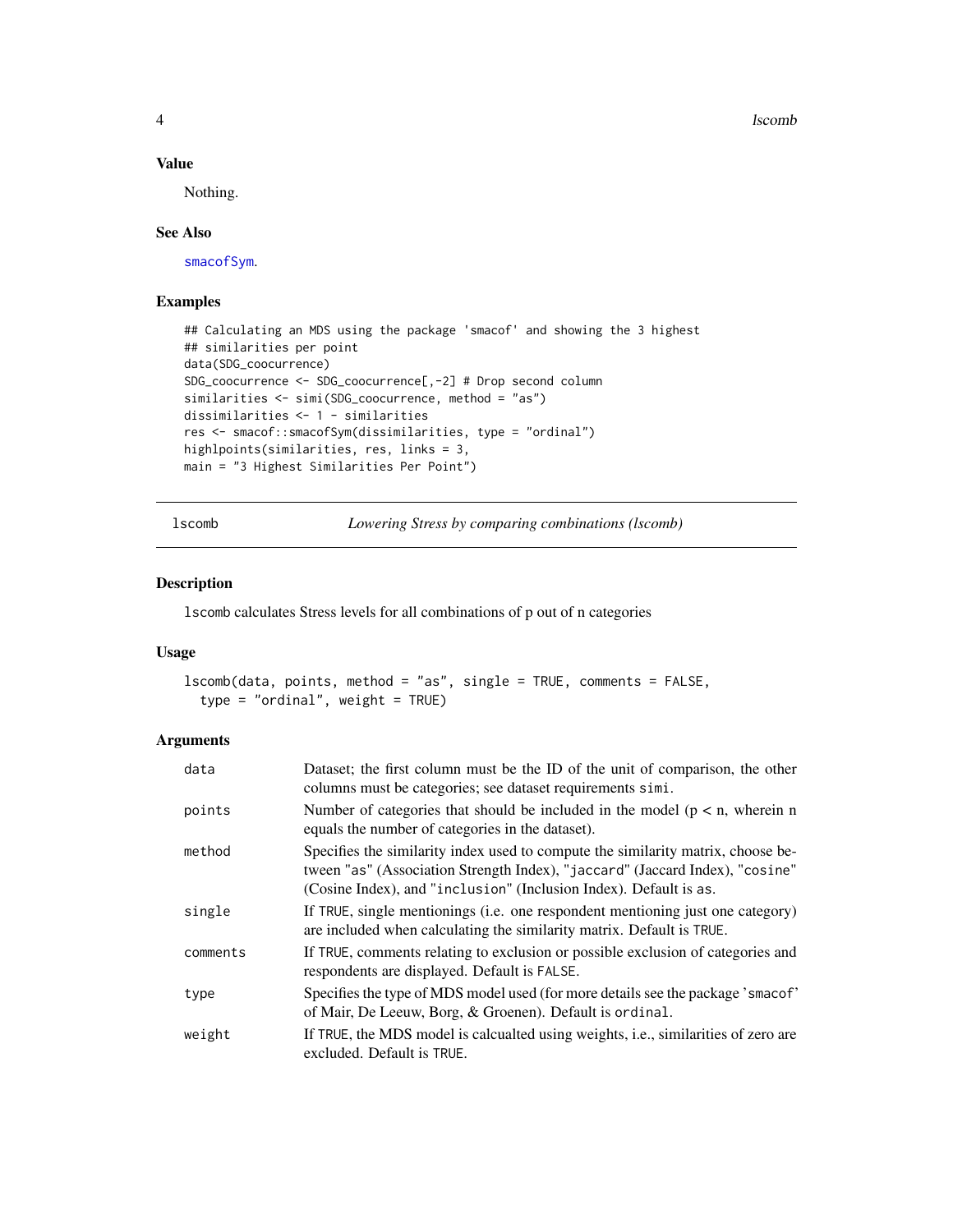### Value

Nothing.

### See Also

smacofSym.

### Examples

```
## Calculating an MDS using the package 'smacof' and showing the 3 highest
## similarities per point
data(SDG_coocurrence)
SDG_coocurrence <- SDG_coocurrence[,-2] # Drop second column
similarities <- simi(SDG_coocurrence, method = "as")
dissimilarities <- 1 - similarities
res <- smacof::smacofSym(dissimilarities, type = "ordinal")
highlpoints(similarities, res, links = 3,
main = "3 Highest Similarities Per Point")
```

---

## lscomb — *Lowering Stress by comparing combinations (lscomb)*

### Description

lscomb calculates Stress levels for all combinations of p out of n categories

### Usage

```
lscomb(data, points, method = "as", single = TRUE, comments = FALSE,
  type = "ordinal", weight = TRUE)
```

### Arguments

| | |
|---|---|
| data | Dataset; the first column must be the ID of the unit of comparison, the other columns must be categories; see dataset requirements simi. |
| points | Number of categories that should be included in the model (p < n, wherein n equals the number of categories in the dataset). |
| method | Specifies the similarity index used to compute the similarity matrix, choose between "as" (Association Strength Index), "jaccard" (Jaccard Index), "cosine" (Cosine Index), and "inclusion" (Inclusion Index). Default is as. |
| single | If TRUE, single mentionings (i.e. one respondent mentioning just one category) are included when calculating the similarity matrix. Default is TRUE. |
| comments | If TRUE, comments relating to exclusion or possible exclusion of categories and respondents are displayed. Default is FALSE. |
| type | Specifies the type of MDS model used (for more details see the package 'smacof' of Mair, De Leeuw, Borg, & Groenen). Default is ordinal. |
| weight | If TRUE, the MDS model is calcualted using weights, i.e., similarities of zero are excluded. Default is TRUE. |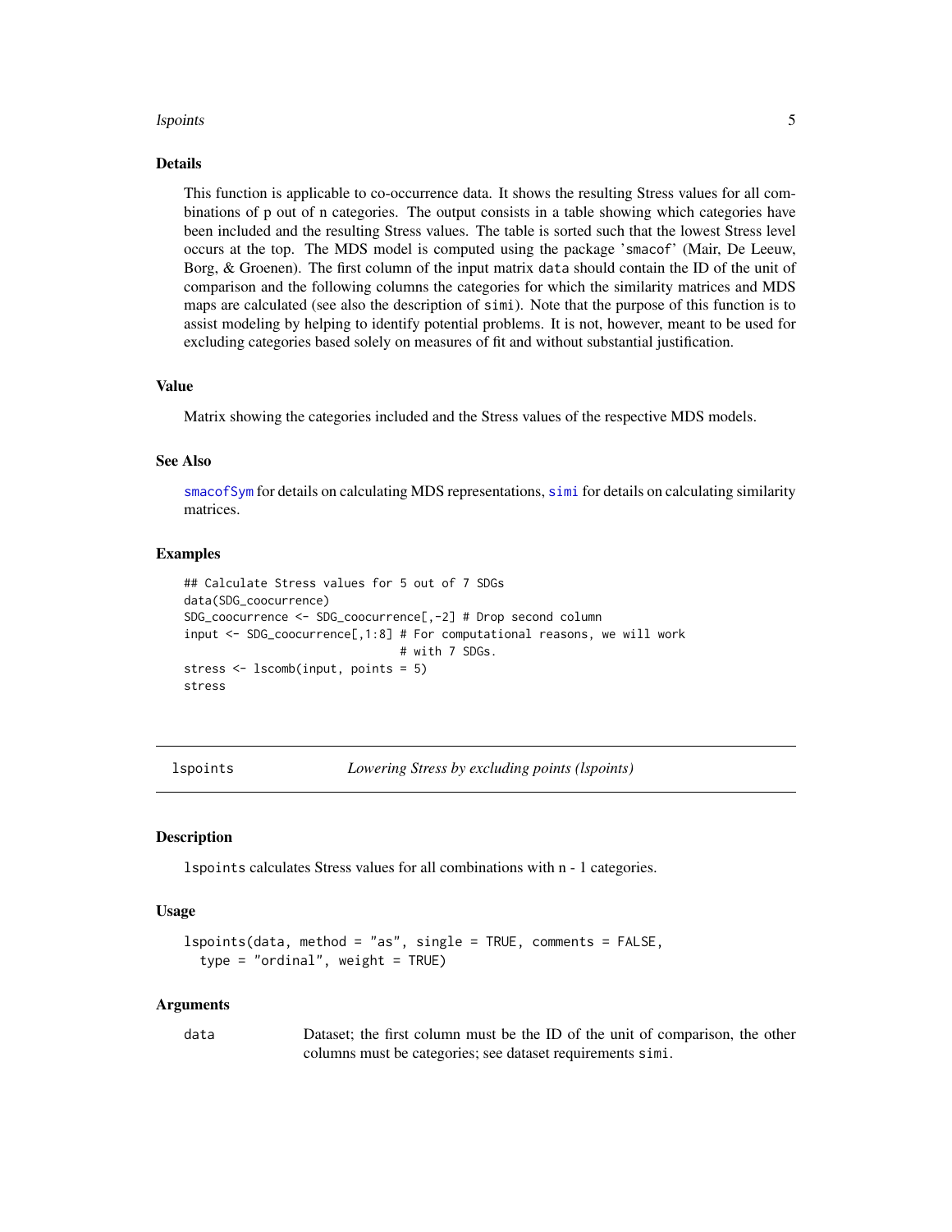### Details

This function is applicable to co-occurrence data. It shows the resulting Stress values for all combinations of p out of n categories. The output consists in a table showing which categories have been included and the resulting Stress values. The table is sorted such that the lowest Stress level occurs at the top. The MDS model is computed using the package 'smacof' (Mair, De Leeuw, Borg, & Groenen). The first column of the input matrix `data` should contain the ID of the unit of comparison and the following columns the categories for which the similarity matrices and MDS maps are calculated (see also the description of `simi`). Note that the purpose of this function is to assist modeling by helping to identify potential problems. It is not, however, meant to be used for excluding categories based solely on measures of fit and without substantial justification.

### Value

Matrix showing the categories included and the Stress values of the respective MDS models.

### See Also

`smacofSym` for details on calculating MDS representations, `simi` for details on calculating similarity matrices.

### Examples

```
## Calculate Stress values for 5 out of 7 SDGs
data(SDG_coocurrence)
SDG_coocurrence <- SDG_coocurrence[,-2] # Drop second column
input <- SDG_coocurrence[,1:8] # For computational reasons, we will work
                               # with 7 SDGs.
stress <- lscomb(input, points = 5)
stress
```

---

## lspoints — *Lowering Stress by excluding points (lspoints)*

### Description

`lspoints` calculates Stress values for all combinations with n - 1 categories.

### Usage

```
lspoints(data, method = "as", single = TRUE, comments = FALSE,
  type = "ordinal", weight = TRUE)
```

### Arguments

| | |
|---|---|
| `data` | Dataset; the first column must be the ID of the unit of comparison, the other columns must be categories; see dataset requirements `simi`. |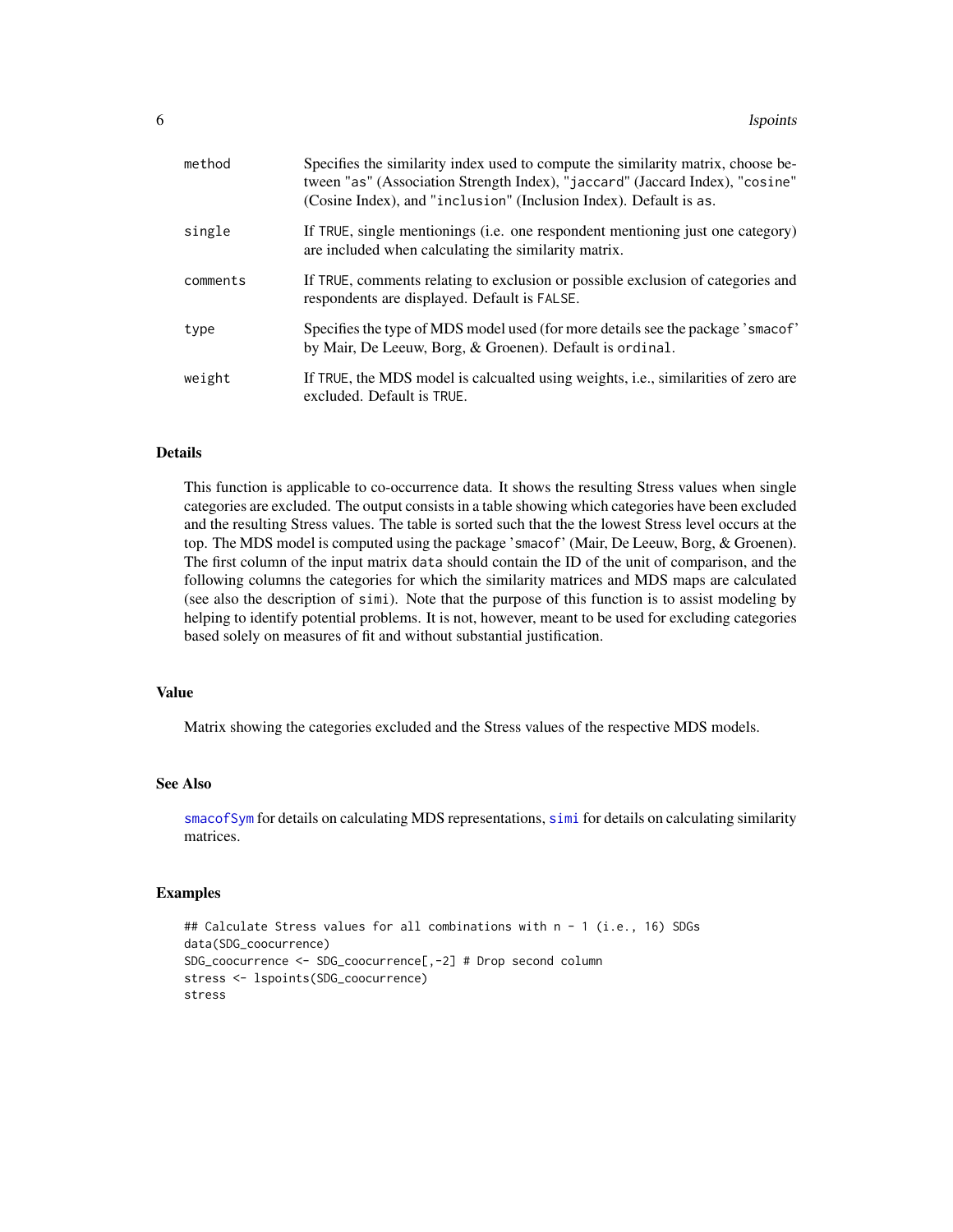| | |
|---|---|
| method | Specifies the similarity index used to compute the similarity matrix, choose between "as" (Association Strength Index), "jaccard" (Jaccard Index), "cosine" (Cosine Index), and "inclusion" (Inclusion Index). Default is as. |
| single | If TRUE, single mentionings (i.e. one respondent mentioning just one category) are included when calculating the similarity matrix. |
| comments | If TRUE, comments relating to exclusion or possible exclusion of categories and respondents are displayed. Default is FALSE. |
| type | Specifies the type of MDS model used (for more details see the package 'smacof' by Mair, De Leeuw, Borg, & Groenen). Default is ordinal. |
| weight | If TRUE, the MDS model is calcualted using weights, i.e., similarities of zero are excluded. Default is TRUE. |

## Details

This function is applicable to co-occurrence data. It shows the resulting Stress values when single categories are excluded. The output consists in a table showing which categories have been excluded and the resulting Stress values. The table is sorted such that the the lowest Stress level occurs at the top. The MDS model is computed using the package 'smacof' (Mair, De Leeuw, Borg, & Groenen). The first column of the input matrix data should contain the ID of the unit of comparison, and the following columns the categories for which the similarity matrices and MDS maps are calculated (see also the description of simi). Note that the purpose of this function is to assist modeling by helping to identify potential problems. It is not, however, meant to be used for excluding categories based solely on measures of fit and without substantial justification.

## Value

Matrix showing the categories excluded and the Stress values of the respective MDS models.

## See Also

smacofSym for details on calculating MDS representations, simi for details on calculating similarity matrices.

## Examples

```
## Calculate Stress values for all combinations with n - 1 (i.e., 16) SDGs
data(SDG_coocurrence)
SDG_coocurrence <- SDG_coocurrence[,-2] # Drop second column
stress <- lspoints(SDG_coocurrence)
stress
```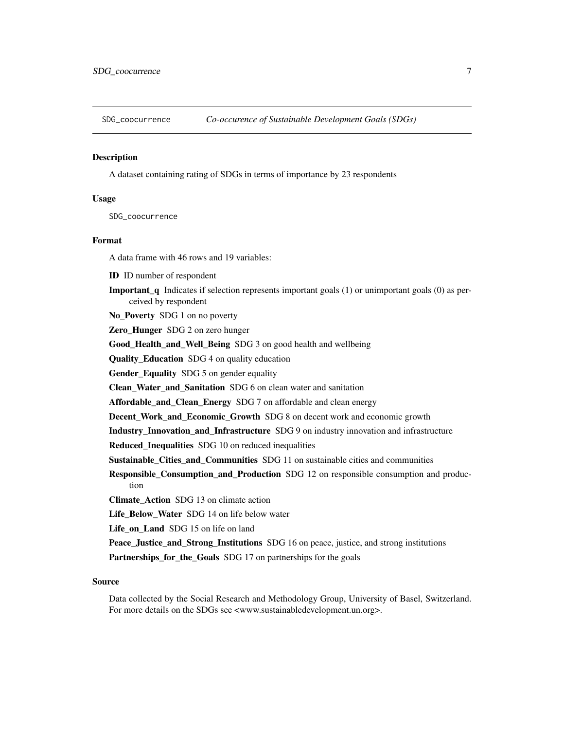SDG_coocurrence *Co-occurence of Sustainable Development Goals (SDGs)*

### Description

A dataset containing rating of SDGs in terms of importance by 23 respondents

### Usage

```
SDG_coocurrence
```

### Format

A data frame with 46 rows and 19 variables:

- **ID** ID number of respondent
- **Important_q** Indicates if selection represents important goals (1) or unimportant goals (0) as perceived by respondent
- **No_Poverty** SDG 1 on no poverty
- **Zero_Hunger** SDG 2 on zero hunger
- **Good_Health_and_Well_Being** SDG 3 on good health and wellbeing
- **Quality_Education** SDG 4 on quality education
- **Gender_Equality** SDG 5 on gender equality
- **Clean_Water_and_Sanitation** SDG 6 on clean water and sanitation
- **Affordable_and_Clean_Energy** SDG 7 on affordable and clean energy
- **Decent_Work_and_Economic_Growth** SDG 8 on decent work and economic growth
- **Industry_Innovation_and_Infrastructure** SDG 9 on industry innovation and infrastructure
- **Reduced_Inequalities** SDG 10 on reduced inequalities
- **Sustainable_Cities_and_Communities** SDG 11 on sustainable cities and communities
- **Responsible_Consumption_and_Production** SDG 12 on responsible consumption and production
- **Climate_Action** SDG 13 on climate action
- **Life_Below_Water** SDG 14 on life below water
- **Life_on_Land** SDG 15 on life on land
- **Peace_Justice_and_Strong_Institutions** SDG 16 on peace, justice, and strong institutions
- **Partnerships_for_the_Goals** SDG 17 on partnerships for the goals

### Source

Data collected by the Social Research and Methodology Group, University of Basel, Switzerland. For more details on the SDGs see <www.sustainabledevelopment.un.org>.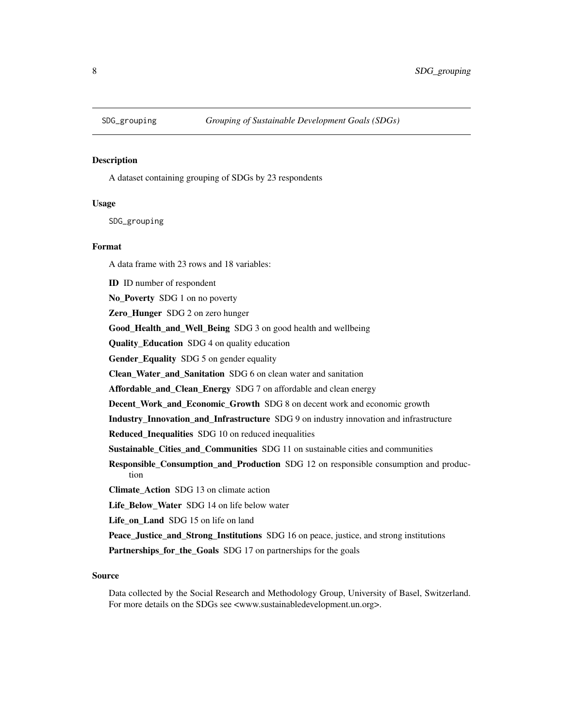SDG_grouping    *Grouping of Sustainable Development Goals (SDGs)*

## Description

A dataset containing grouping of SDGs by 23 respondents

## Usage

```
SDG_grouping
```

## Format

A data frame with 23 rows and 18 variables:

**ID** ID number of respondent

**No_Poverty** SDG 1 on no poverty

**Zero_Hunger** SDG 2 on zero hunger

**Good_Health_and_Well_Being** SDG 3 on good health and wellbeing

**Quality_Education** SDG 4 on quality education

**Gender_Equality** SDG 5 on gender equality

**Clean_Water_and_Sanitation** SDG 6 on clean water and sanitation

**Affordable_and_Clean_Energy** SDG 7 on affordable and clean energy

**Decent_Work_and_Economic_Growth** SDG 8 on decent work and economic growth

**Industry_Innovation_and_Infrastructure** SDG 9 on industry innovation and infrastructure

**Reduced_Inequalities** SDG 10 on reduced inequalities

**Sustainable_Cities_and_Communities** SDG 11 on sustainable cities and communities

**Responsible_Consumption_and_Production** SDG 12 on responsible consumption and production

**Climate_Action** SDG 13 on climate action

**Life_Below_Water** SDG 14 on life below water

**Life_on_Land** SDG 15 on life on land

**Peace_Justice_and_Strong_Institutions** SDG 16 on peace, justice, and strong institutions

**Partnerships_for_the_Goals** SDG 17 on partnerships for the goals

## Source

Data collected by the Social Research and Methodology Group, University of Basel, Switzerland. For more details on the SDGs see <www.sustainabledevelopment.un.org>.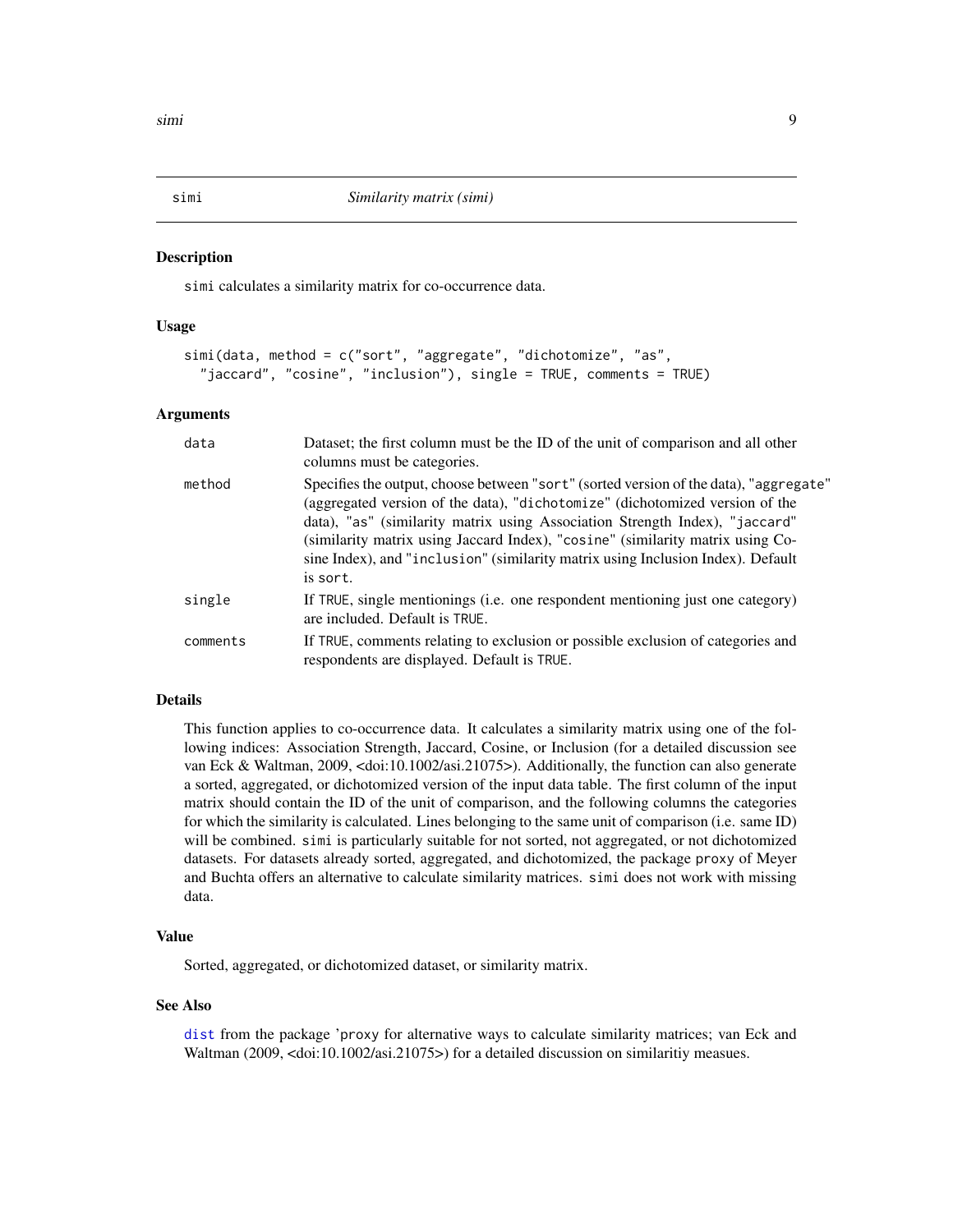simi *Similarity matrix (simi)*

## Description

simi calculates a similarity matrix for co-occurrence data.

## Usage

```
simi(data, method = c("sort", "aggregate", "dichotomize", "as",
  "jaccard", "cosine", "inclusion"), single = TRUE, comments = TRUE)
```

## Arguments

| | |
|---|---|
| data | Dataset; the first column must be the ID of the unit of comparison and all other columns must be categories. |
| method | Specifies the output, choose between "sort" (sorted version of the data), "aggregate" (aggregated version of the data), "dichotomize" (dichotomized version of the data), "as" (similarity matrix using Association Strength Index), "jaccard" (similarity matrix using Jaccard Index), "cosine" (similarity matrix using Cosine Index), and "inclusion" (similarity matrix using Inclusion Index). Default is sort. |
| single | If TRUE, single mentionings (i.e. one respondent mentioning just one category) are included. Default is TRUE. |
| comments | If TRUE, comments relating to exclusion or possible exclusion of categories and respondents are displayed. Default is TRUE. |

## Details

This function applies to co-occurrence data. It calculates a similarity matrix using one of the following indices: Association Strength, Jaccard, Cosine, or Inclusion (for a detailed discussion see van Eck & Waltman, 2009, <doi:10.1002/asi.21075>). Additionally, the function can also generate a sorted, aggregated, or dichotomized version of the input data table. The first column of the input matrix should contain the ID of the unit of comparison, and the following columns the categories for which the similarity is calculated. Lines belonging to the same unit of comparison (i.e. same ID) will be combined. simi is particularly suitable for not sorted, not aggregated, or not dichotomized datasets. For datasets already sorted, aggregated, and dichotomized, the package proxy of Meyer and Buchta offers an alternative to calculate similarity matrices. simi does not work with missing data.

## Value

Sorted, aggregated, or dichotomized dataset, or similarity matrix.

## See Also

dist from the package 'proxy for alternative ways to calculate similarity matrices; van Eck and Waltman (2009, <doi:10.1002/asi.21075>) for a detailed discussion on similaritiy measues.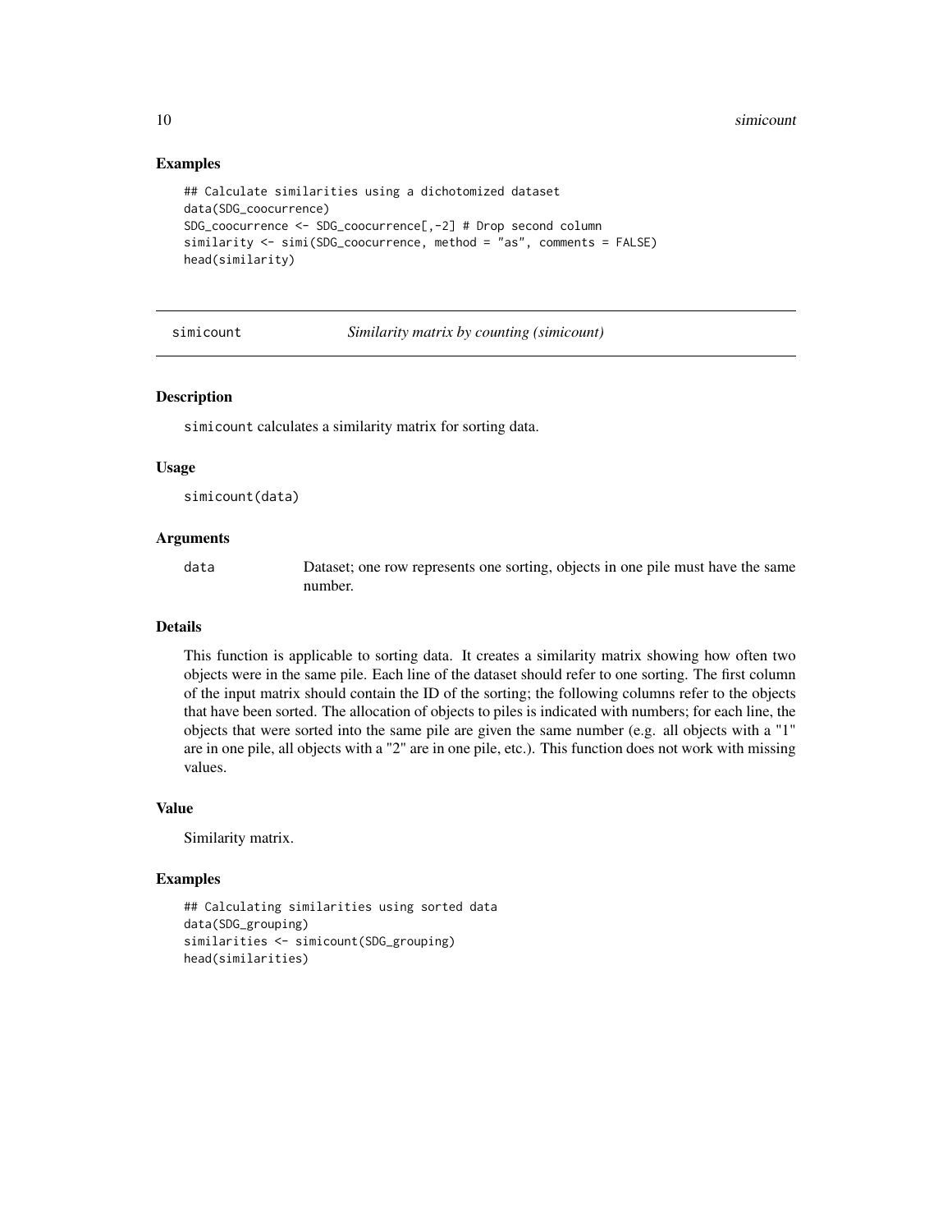## Examples

```
## Calculate similarities using a dichotomized dataset
data(SDG_coocurrence)
SDG_coocurrence <- SDG_coocurrence[,-2] # Drop second column
similarity <- simi(SDG_coocurrence, method = "as", comments = FALSE)
head(similarity)
```

---

# simicount — *Similarity matrix by counting (simicount)*

---

## Description

simicount calculates a similarity matrix for sorting data.

## Usage

```
simicount(data)
```

## Arguments

| | |
|---|---|
| data | Dataset; one row represents one sorting, objects in one pile must have the same number. |

## Details

This function is applicable to sorting data. It creates a similarity matrix showing how often two objects were in the same pile. Each line of the dataset should refer to one sorting. The first column of the input matrix should contain the ID of the sorting; the following columns refer to the objects that have been sorted. The allocation of objects to piles is indicated with numbers; for each line, the objects that were sorted into the same pile are given the same number (e.g. all objects with a "1" are in one pile, all objects with a "2" are in one pile, etc.). This function does not work with missing values.

## Value

Similarity matrix.

## Examples

```
## Calculating similarities using sorted data
data(SDG_grouping)
similarities <- simicount(SDG_grouping)
head(similarities)
```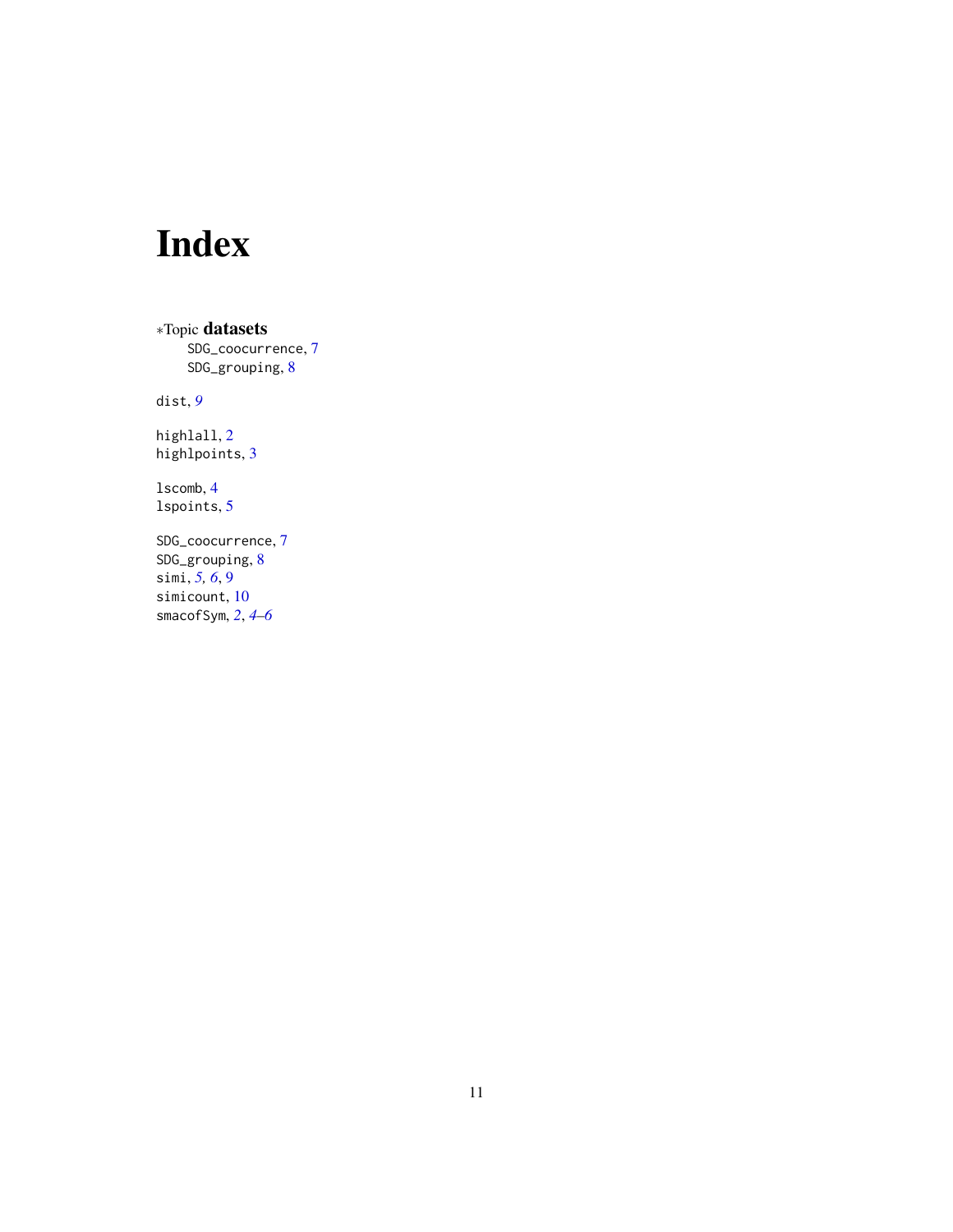# Index

∗Topic **datasets**
    SDG_coocurrence, 7
    SDG_grouping, 8

dist, *9*

highlall, 2
highlpoints, 3

lscomb, 4
lspoints, 5

SDG_coocurrence, 7
SDG_grouping, 8
simi, *5*, *6*, 9
simicount, 10
smacofSym, *2*, *4–6*